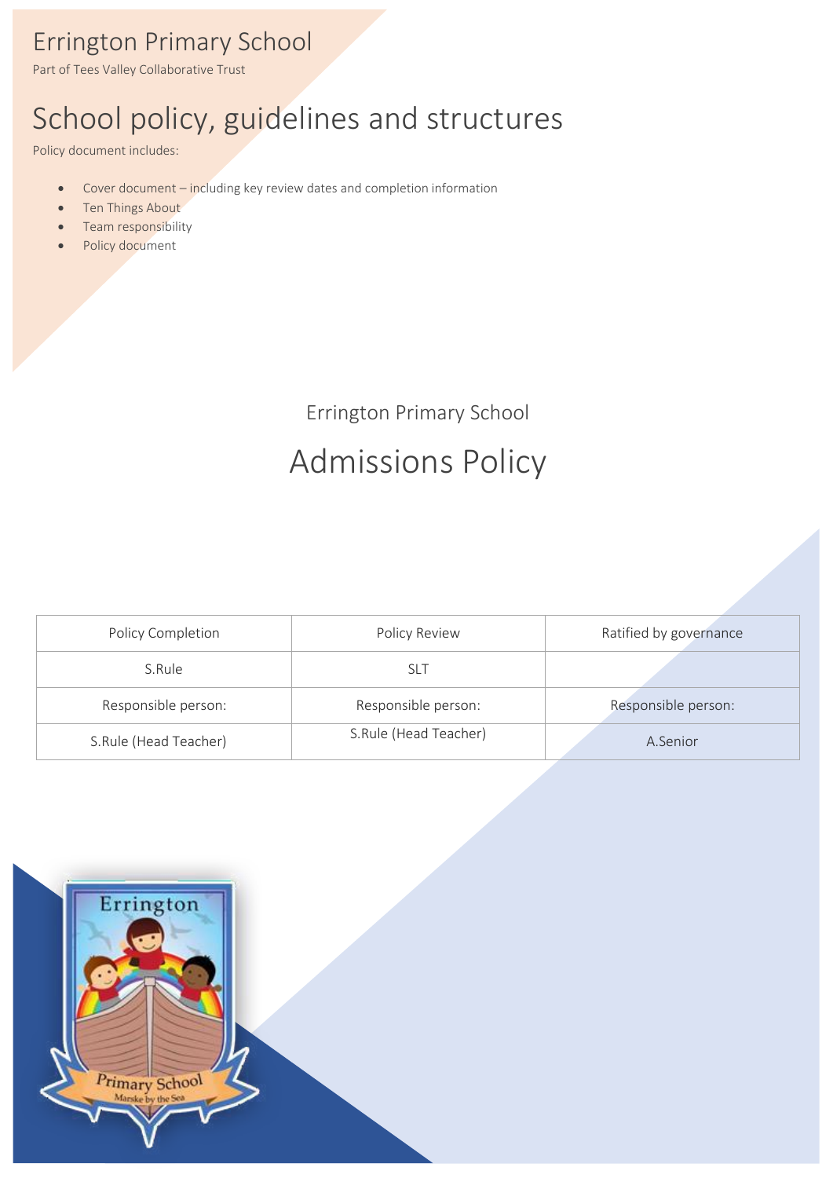# Errington Primary School

Part of Tees Valley Collaborative Trust

# School policy, guidelines and structures

Policy document includes:

- Cover document – including key review dates and completion information
- Ten Things About
- Team responsibility
- Policy document

Errington Primary School

## Admissions Policy

| Policy Completion | Policy Review | Ratified by governance |
|---|---|---|
| S.Rule | SLT | |
| Responsible person: | Responsible person: | Responsible person: |
| S.Rule (Head Teacher) | S.Rule (Head Teacher) | A.Senior |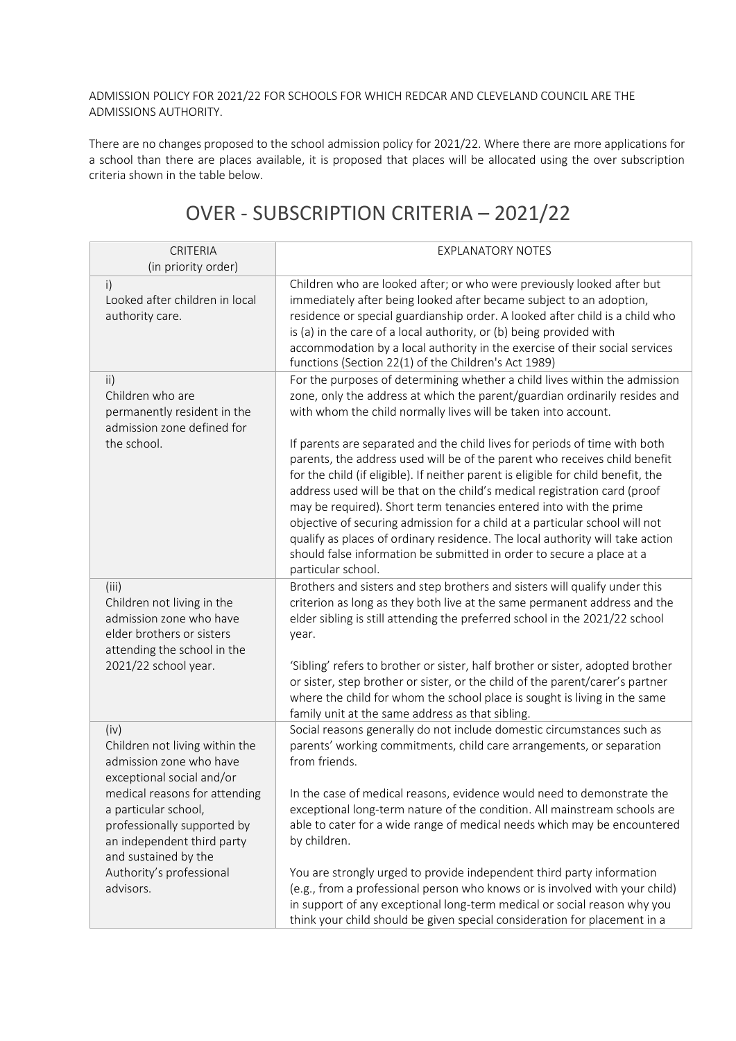ADMISSION POLICY FOR 2021/22 FOR SCHOOLS FOR WHICH REDCAR AND CLEVELAND COUNCIL ARE THE ADMISSIONS AUTHORITY.

There are no changes proposed to the school admission policy for 2021/22. Where there are more applications for a school than there are places available, it is proposed that places will be allocated using the over subscription criteria shown in the table below.

# OVER - SUBSCRIPTION CRITERIA – 2021/22

| CRITERIA (in priority order) | EXPLANATORY NOTES |
|---|---|
| i) Looked after children in local authority care. | Children who are looked after; or who were previously looked after but immediately after being looked after became subject to an adoption, residence or special guardianship order. A looked after child is a child who is (a) in the care of a local authority, or (b) being provided with accommodation by a local authority in the exercise of their social services functions (Section 22(1) of the Children's Act 1989) |
| ii) Children who are permanently resident in the admission zone defined for the school. | For the purposes of determining whether a child lives within the admission zone, only the address at which the parent/guardian ordinarily resides and with whom the child normally lives will be taken into account.<br><br>If parents are separated and the child lives for periods of time with both parents, the address used will be of the parent who receives child benefit for the child (if eligible). If neither parent is eligible for child benefit, the address used will be that on the child's medical registration card (proof may be required). Short term tenancies entered into with the prime objective of securing admission for a child at a particular school will not qualify as places of ordinary residence. The local authority will take action should false information be submitted in order to secure a place at a particular school. |
| (iii) Children not living in the admission zone who have elder brothers or sisters attending the school in the 2021/22 school year. | Brothers and sisters and step brothers and sisters will qualify under this criterion as long as they both live at the same permanent address and the elder sibling is still attending the preferred school in the 2021/22 school year.<br><br>'Sibling' refers to brother or sister, half brother or sister, adopted brother or sister, step brother or sister, or the child of the parent/carer's partner where the child for whom the school place is sought is living in the same family unit at the same address as that sibling. |
| (iv) Children not living within the admission zone who have exceptional social and/or medical reasons for attending a particular school, professionally supported by an independent third party and sustained by the Authority's professional advisors. | Social reasons generally do not include domestic circumstances such as parents' working commitments, child care arrangements, or separation from friends.<br><br>In the case of medical reasons, evidence would need to demonstrate the exceptional long-term nature of the condition. All mainstream schools are able to cater for a wide range of medical needs which may be encountered by children.<br><br>You are strongly urged to provide independent third party information (e.g., from a professional person who knows or is involved with your child) in support of any exceptional long-term medical or social reason why you think your child should be given special consideration for placement in a |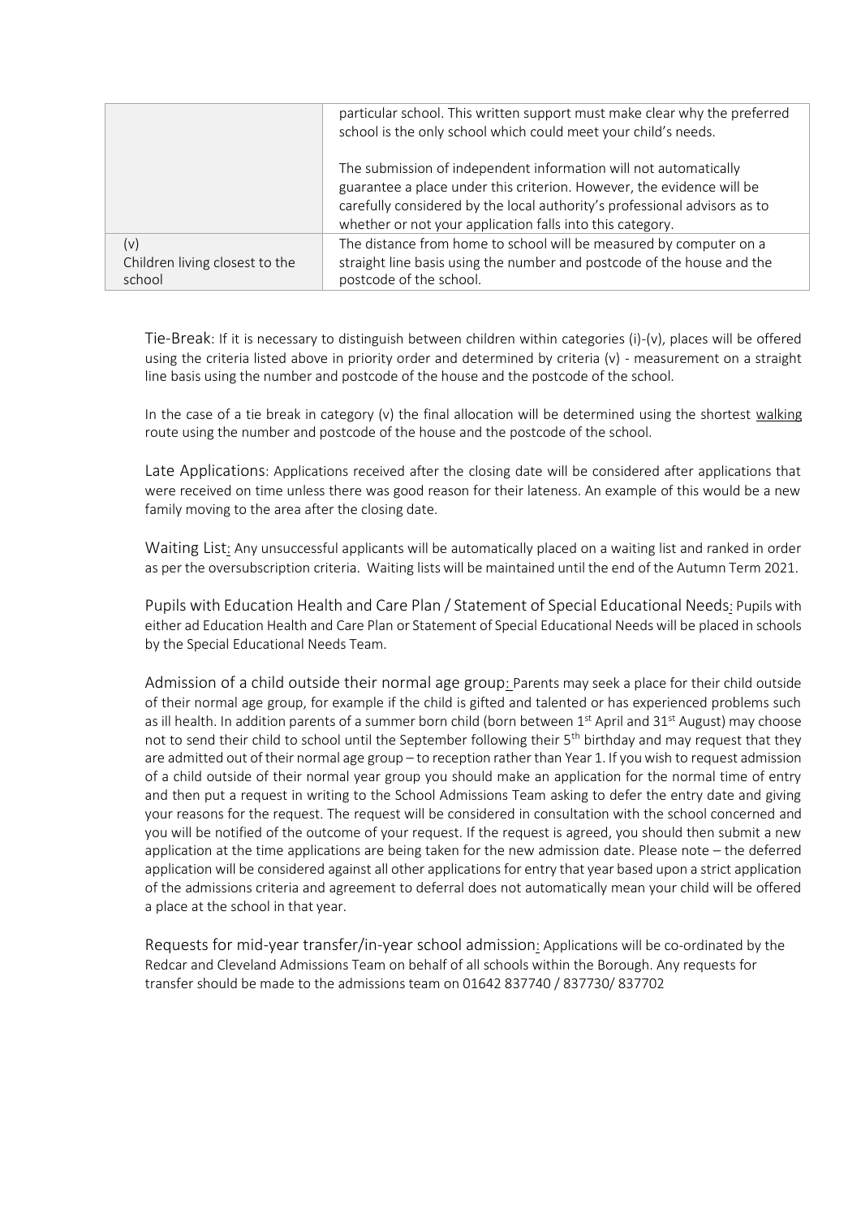| | |
|---|---|
| | particular school. This written support must make clear why the preferred school is the only school which could meet your child's needs.<br><br>The submission of independent information will not automatically guarantee a place under this criterion. However, the evidence will be carefully considered by the local authority's professional advisors as to whether or not your application falls into this category. |
| (v)<br>Children living closest to the school | The distance from home to school will be measured by computer on a straight line basis using the number and postcode of the house and the postcode of the school. |

Tie-Break: If it is necessary to distinguish between children within categories (i)-(v), places will be offered using the criteria listed above in priority order and determined by criteria (v) - measurement on a straight line basis using the number and postcode of the house and the postcode of the school.

In the case of a tie break in category (v) the final allocation will be determined using the shortest walking route using the number and postcode of the house and the postcode of the school.

Late Applications: Applications received after the closing date will be considered after applications that were received on time unless there was good reason for their lateness. An example of this would be a new family moving to the area after the closing date.

Waiting List: Any unsuccessful applicants will be automatically placed on a waiting list and ranked in order as per the oversubscription criteria. Waiting lists will be maintained until the end of the Autumn Term 2021.

Pupils with Education Health and Care Plan / Statement of Special Educational Needs: Pupils with either ad Education Health and Care Plan or Statement of Special Educational Needs will be placed in schools by the Special Educational Needs Team.

Admission of a child outside their normal age group: Parents may seek a place for their child outside of their normal age group, for example if the child is gifted and talented or has experienced problems such as ill health. In addition parents of a summer born child (born between 1st April and 31st August) may choose not to send their child to school until the September following their 5th birthday and may request that they are admitted out of their normal age group – to reception rather than Year 1. If you wish to request admission of a child outside of their normal year group you should make an application for the normal time of entry and then put a request in writing to the School Admissions Team asking to defer the entry date and giving your reasons for the request. The request will be considered in consultation with the school concerned and you will be notified of the outcome of your request. If the request is agreed, you should then submit a new application at the time applications are being taken for the new admission date. Please note – the deferred application will be considered against all other applications for entry that year based upon a strict application of the admissions criteria and agreement to deferral does not automatically mean your child will be offered a place at the school in that year.

Requests for mid-year transfer/in-year school admission: Applications will be co-ordinated by the Redcar and Cleveland Admissions Team on behalf of all schools within the Borough. Any requests for transfer should be made to the admissions team on 01642 837740 / 837730/ 837702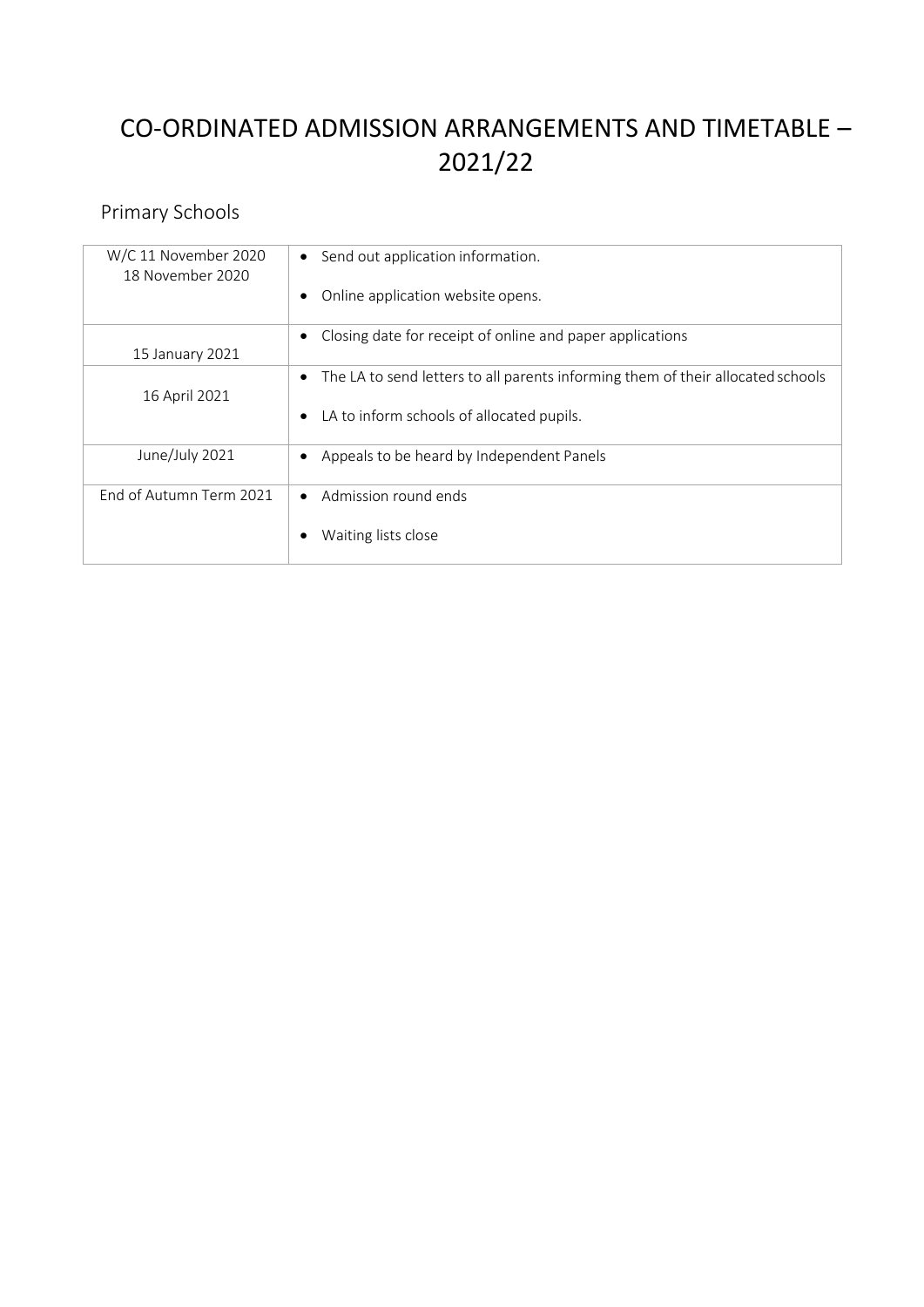# CO-ORDINATED ADMISSION ARRANGEMENTS AND TIMETABLE – 2021/22

## Primary Schools

| | |
|---|---|
| W/C 11 November 2020<br>18 November 2020 | • Send out application information.<br>• Online application website opens. |
| 15 January 2021 | • Closing date for receipt of online and paper applications |
| 16 April 2021 | • The LA to send letters to all parents informing them of their allocated schools<br>• LA to inform schools of allocated pupils. |
| June/July 2021 | • Appeals to be heard by Independent Panels |
| End of Autumn Term 2021 | • Admission round ends<br>• Waiting lists close |